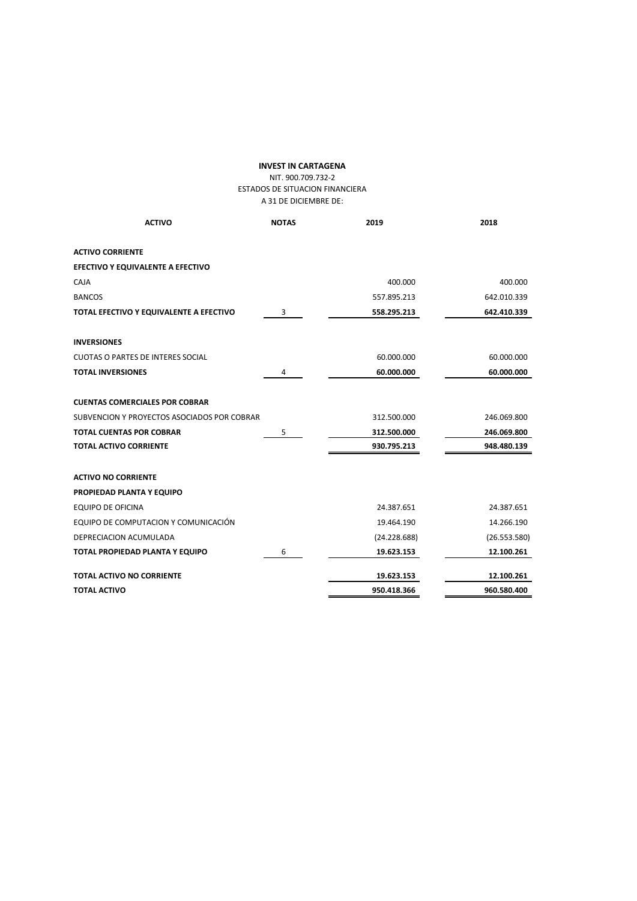**INVEST IN CARTAGENA**

NIT. 900.709.732-2

ESTADOS DE SITUACION FINANCIERA

A 31 DE DICIEMBRE DE:

| ACTIVO | NOTAS | 2019 | 2018 |
|---|---|---|---|
| **ACTIVO CORRIENTE** | | | |
| **EFECTIVO Y EQUIVALENTE A EFECTIVO** | | | |
| CAJA | | 400.000 | 400.000 |
| BANCOS | | 557.895.213 | 642.010.339 |
| **TOTAL EFECTIVO Y EQUIVALENTE A EFECTIVO** | 3 | **558.295.213** | **642.410.339** |
| **INVERSIONES** | | | |
| CUOTAS O PARTES DE INTERES SOCIAL | | 60.000.000 | 60.000.000 |
| **TOTAL INVERSIONES** | 4 | **60.000.000** | **60.000.000** |
| **CUENTAS COMERCIALES POR COBRAR** | | | |
| SUBVENCION Y PROYECTOS ASOCIADOS POR COBRAR | | 312.500.000 | 246.069.800 |
| **TOTAL CUENTAS POR COBRAR** | 5 | **312.500.000** | **246.069.800** |
| **TOTAL ACTIVO CORRIENTE** | | **930.795.213** | **948.480.139** |
| **ACTIVO NO CORRIENTE** | | | |
| **PROPIEDAD PLANTA Y EQUIPO** | | | |
| EQUIPO DE OFICINA | | 24.387.651 | 24.387.651 |
| EQUIPO DE COMPUTACION Y COMUNICACIÓN | | 19.464.190 | 14.266.190 |
| DEPRECIACION ACUMULADA | | (24.228.688) | (26.553.580) |
| **TOTAL PROPIEDAD PLANTA Y EQUIPO** | 6 | **19.623.153** | **12.100.261** |
| **TOTAL ACTIVO NO CORRIENTE** | | **19.623.153** | **12.100.261** |
| **TOTAL ACTIVO** | | **950.418.366** | **960.580.400** |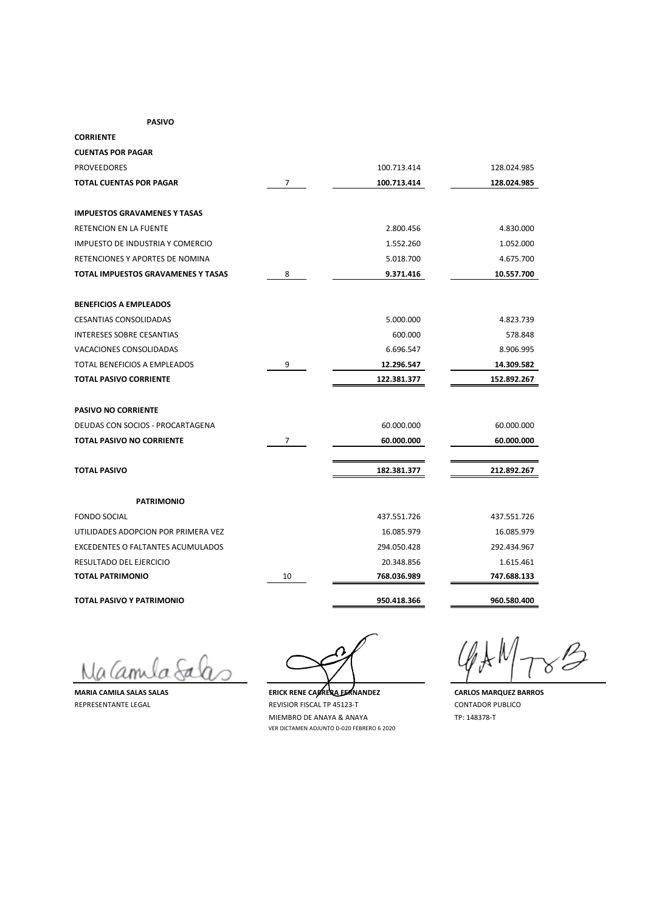| PASIVO | | | |
|---|---|---|---|
| **CORRIENTE** | | | |
| **CUENTAS POR PAGAR** | | | |
| PROVEEDORES | | 100.713.414 | 128.024.985 |
| **TOTAL CUENTAS POR PAGAR** | 7 | **100.713.414** | **128.024.985** |
| | | | |
| **IMPUESTOS GRAVAMENES Y TASAS** | | | |
| RETENCION EN LA FUENTE | | 2.800.456 | 4.830.000 |
| IMPUESTO DE INDUSTRIA Y COMERCIO | | 1.552.260 | 1.052.000 |
| RETENCIONES Y APORTES DE NOMINA | | 5.018.700 | 4.675.700 |
| **TOTAL IMPUESTOS GRAVAMENES Y TASAS** | 8 | **9.371.416** | **10.557.700** |
| | | | |
| **BENEFICIOS A EMPLEADOS** | | | |
| CESANTIAS CONSOLIDADAS | | 5.000.000 | 4.823.739 |
| INTERESES SOBRE CESANTIAS | | 600.000 | 578.848 |
| VACACIONES CONSOLIDADAS | | 6.696.547 | 8.906.995 |
| TOTAL BENEFICIOS A EMPLEADOS | 9 | **12.296.547** | **14.309.582** |
| **TOTAL PASIVO CORRIENTE** | | **122.381.377** | **152.892.267** |
| | | | |
| **PASIVO NO CORRIENTE** | | | |
| DEUDAS CON SOCIOS - PROCARTAGENA | | 60.000.000 | 60.000.000 |
| **TOTAL PASIVO NO CORRIENTE** | 7 | **60.000.000** | **60.000.000** |
| | | | |
| **TOTAL PASIVO** | | **182.381.377** | **212.892.267** |
| | | | |
| **PATRIMONIO** | | | |
| FONDO SOCIAL | | 437.551.726 | 437.551.726 |
| UTILIDADES ADOPCION POR PRIMERA VEZ | | 16.085.979 | 16.085.979 |
| EXCEDENTES O FALTANTES ACUMULADOS | | 294.050.428 | 292.434.967 |
| RESULTADO DEL EJERCICIO | | 20.348.856 | 1.615.461 |
| **TOTAL PATRIMONIO** | 10 | **768.036.989** | **747.688.133** |
| | | | |
| **TOTAL PASIVO Y PATRIMONIO** | | **950.418.366** | **960.580.400** |

**MARIA CAMILA SALAS SALAS**
REPRESENTANTE LEGAL

**ERICK RENE CABRERA FERNANDEZ**
REVISIOR FISCAL TP 45123-T
MIEMBRO DE ANAYA & ANAYA
VER DICTAMEN ADJUNTO D-020 FEBRERO 6 2020

**CARLOS MARQUEZ BARROS**
CONTADOR PUBLICO
TP: 148378-T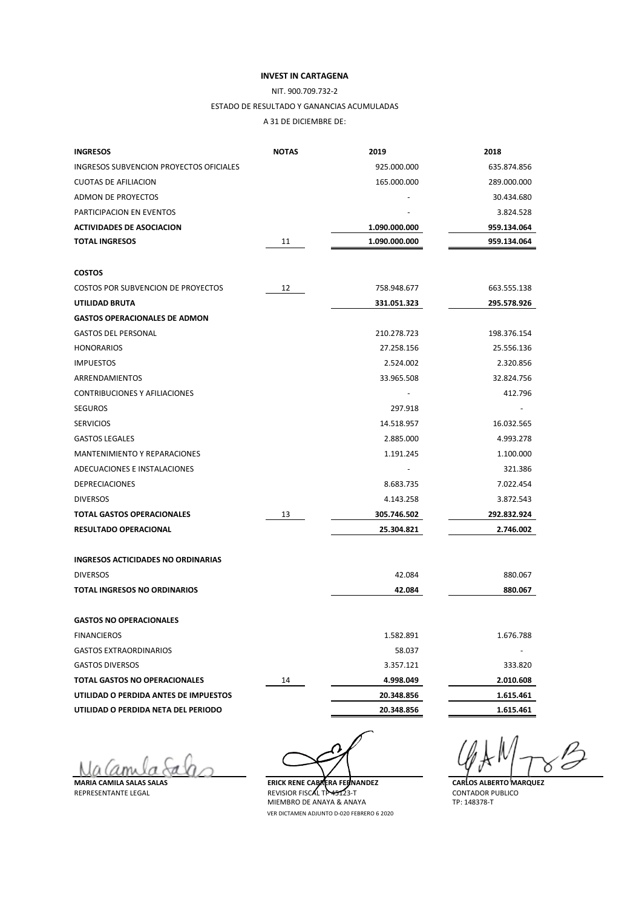**INVEST IN CARTAGENA**

NIT. 900.709.732-2

ESTADO DE RESULTADO Y GANANCIAS ACUMULADAS

A 31 DE DICIEMBRE DE:

| **INGRESOS** | **NOTAS** | **2019** | **2018** |
|---|---|---|---|
| INGRESOS SUBVENCION PROYECTOS OFICIALES | | 925.000.000 | 635.874.856 |
| CUOTAS DE AFILIACION | | 165.000.000 | 289.000.000 |
| ADMON DE PROYECTOS | | - | 30.434.680 |
| PARTICIPACION EN EVENTOS | | - | 3.824.528 |
| **ACTIVIDADES DE ASOCIACION** | | **1.090.000.000** | **959.134.064** |
| **TOTAL INGRESOS** | 11 | **1.090.000.000** | **959.134.064** |
| | | | |
| **COSTOS** | | | |
| COSTOS POR SUBVENCION DE PROYECTOS | 12 | 758.948.677 | 663.555.138 |
| **UTILIDAD BRUTA** | | **331.051.323** | **295.578.926** |
| **GASTOS OPERACIONALES DE ADMON** | | | |
| GASTOS DEL PERSONAL | | 210.278.723 | 198.376.154 |
| HONORARIOS | | 27.258.156 | 25.556.136 |
| IMPUESTOS | | 2.524.002 | 2.320.856 |
| ARRENDAMIENTOS | | 33.965.508 | 32.824.756 |
| CONTRIBUCIONES Y AFILIACIONES | | - | 412.796 |
| SEGUROS | | 297.918 | - |
| SERVICIOS | | 14.518.957 | 16.032.565 |
| GASTOS LEGALES | | 2.885.000 | 4.993.278 |
| MANTENIMIENTO Y REPARACIONES | | 1.191.245 | 1.100.000 |
| ADECUACIONES E INSTALACIONES | | - | 321.386 |
| DEPRECIACIONES | | 8.683.735 | 7.022.454 |
| DIVERSOS | | 4.143.258 | 3.872.543 |
| **TOTAL GASTOS OPERACIONALES** | 13 | **305.746.502** | **292.832.924** |
| **RESULTADO OPERACIONAL** | | **25.304.821** | **2.746.002** |
| | | | |
| **INGRESOS ACTICIDADES NO ORDINARIAS** | | | |
| DIVERSOS | | 42.084 | 880.067 |
| **TOTAL INGRESOS NO ORDINARIOS** | | **42.084** | **880.067** |
| | | | |
| **GASTOS NO OPERACIONALES** | | | |
| FINANCIEROS | | 1.582.891 | 1.676.788 |
| GASTOS EXTRAORDINARIOS | | 58.037 | - |
| GASTOS DIVERSOS | | 3.357.121 | 333.820 |
| **TOTAL GASTOS NO OPERACIONALES** | 14 | **4.998.049** | **2.010.608** |
| **UTILIDAD O PERDIDA ANTES DE IMPUESTOS** | | **20.348.856** | **1.615.461** |
| **UTILIDAD O PERDIDA NETA DEL PERIODO** | | **20.348.856** | **1.615.461** |

**MARIA CAMILA SALAS SALAS**
REPRESENTANTE LEGAL

**ERICK RENE CABRERA FERNANDEZ**
REVISOR FISCAL TP 45123-T
MIEMBRO DE ANAYA & ANAYA
VER DICTAMEN ADJUNTO D-020 FEBRERO 6 2020

**CARLOS ALBERTO MARQUEZ**
CONTADOR PUBLICO
TP: 148378-T